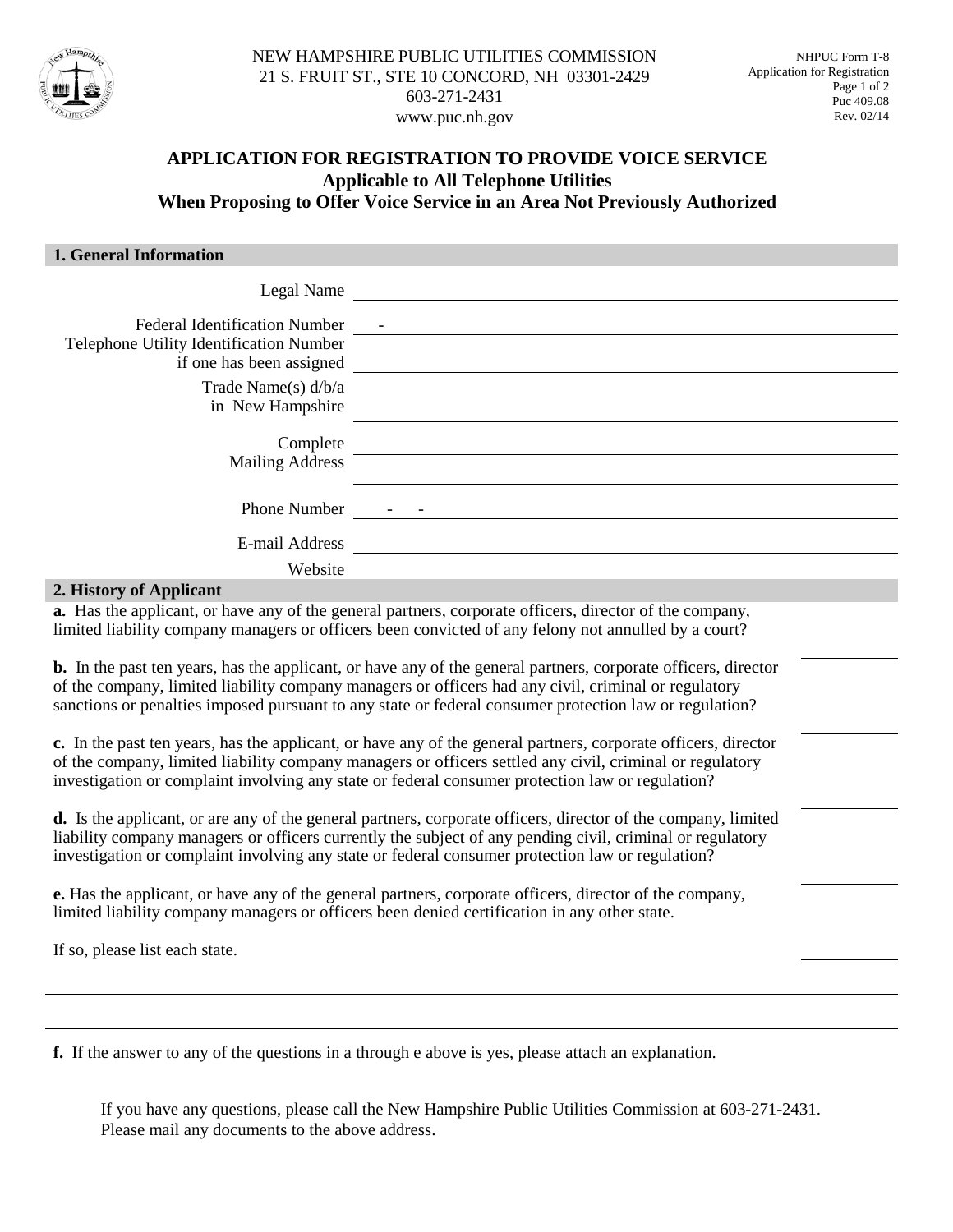NEW HAMPSHIRE PUBLIC UTILITIES COMMISSION
21 S. FRUIT ST., STE 10 CONCORD, NH 03301-2429
603-271-2431
www.puc.nh.gov

NHPUC Form T-8
Application for Registration
Puc 409.08
Rev. 02/14

# APPLICATION FOR REGISTRATION TO PROVIDE VOICE SERVICE
## Applicable to All Telephone Utilities
## When Proposing to Offer Voice Service in an Area Not Previously Authorized

### 1. General Information

Legal Name ______________________________

Federal Identification Number ___ - ______________________________

Telephone Utility Identification Number if one has been assigned ______________________________

Trade Name(s) d/b/a in New Hampshire ______________________________

Complete Mailing Address ______________________________
______________________________

Phone Number ___ - ___ - ______________________________

E-mail Address ______________________________

Website ______________________________

### 2. History of Applicant

**a.** Has the applicant, or have any of the general partners, corporate officers, director of the company, limited liability company managers or officers been convicted of any felony not annulled by a court? ________

**b.** In the past ten years, has the applicant, or have any of the general partners, corporate officers, director of the company, limited liability company managers or officers had any civil, criminal or regulatory sanctions or penalties imposed pursuant to any state or federal consumer protection law or regulation? ________

**c.** In the past ten years, has the applicant, or have any of the general partners, corporate officers, director of the company, limited liability company managers or officers settled any civil, criminal or regulatory investigation or complaint involving any state or federal consumer protection law or regulation? ________

**d.** Is the applicant, or are any of the general partners, corporate officers, director of the company, limited liability company managers or officers currently the subject of any pending civil, criminal or regulatory investigation or complaint involving any state or federal consumer protection law or regulation? ________

**e.** Has the applicant, or have any of the general partners, corporate officers, director of the company, limited liability company managers or officers been denied certification in any other state. ________

If so, please list each state.

______________________________

______________________________

**f.** If the answer to any of the questions in a through e above is yes, please attach an explanation.

If you have any questions, please call the New Hampshire Public Utilities Commission at 603-271-2431.
Please mail any documents to the above address.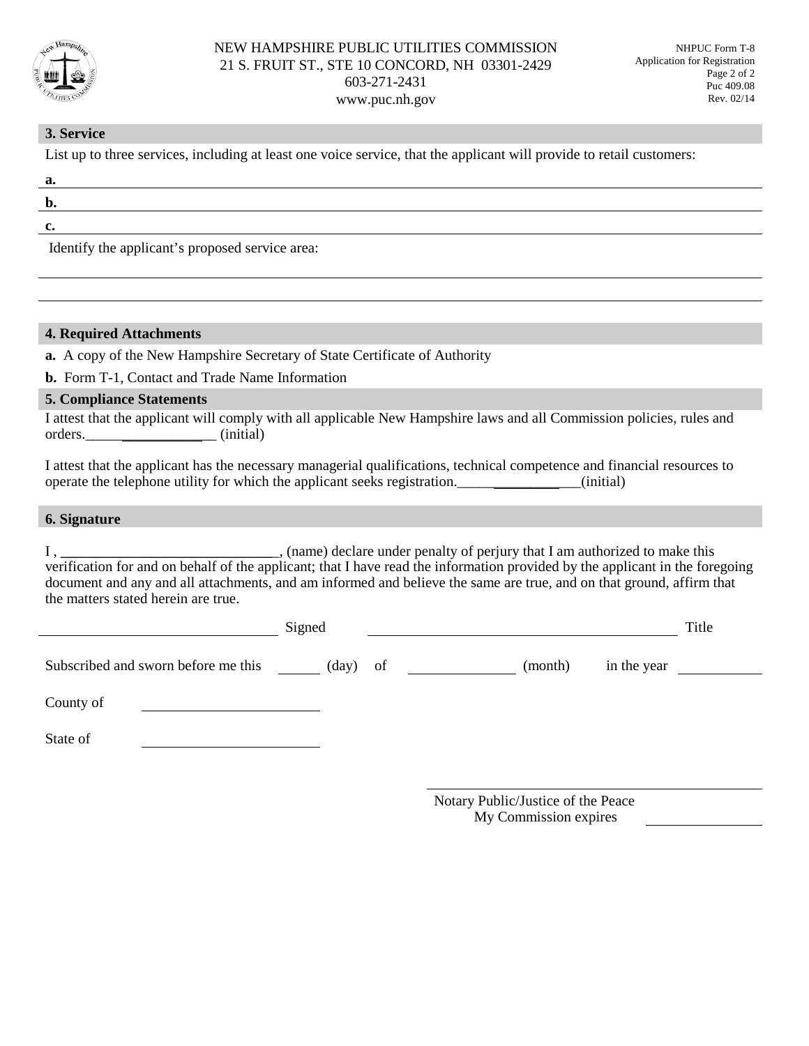NEW HAMPSHIRE PUBLIC UTILITIES COMMISSION
21 S. FRUIT ST., STE 10 CONCORD, NH 03301-2429
603-271-2431
www.puc.nh.gov

NHPUC Form T-8
Application for Registration
Puc 409.08
Rev. 02/14

## 3. Service

List up to three services, including at least one voice service, that the applicant will provide to retail customers:

**a.** ____________________

**b.** ____________________

**c.** ____________________

Identify the applicant's proposed service area:

____________________

____________________

## 4. Required Attachments

**a.** A copy of the New Hampshire Secretary of State Certificate of Authority

**b.** Form T-1, Contact and Trade Name Information

## 5. Compliance Statements

I attest that the applicant will comply with all applicable New Hampshire laws and all Commission policies, rules and orders.________________ (initial)

I attest that the applicant has the necessary managerial qualifications, technical competence and financial resources to operate the telephone utility for which the applicant seeks registration.________________(initial)

## 6. Signature

I , ______________________________, (name) declare under penalty of perjury that I am authorized to make this verification for and on behalf of the applicant; that I have read the information provided by the applicant in the foregoing document and any and all attachments, and am informed and believe the same are true, and on that ground, affirm that the matters stated herein are true.

____________________ Signed ____________________ Title

Subscribed and sworn before me this ______ (day) of ____________ (month) in the year ________

County of ____________________

State of ____________________

____________________
Notary Public/Justice of the Peace
My Commission expires ____________